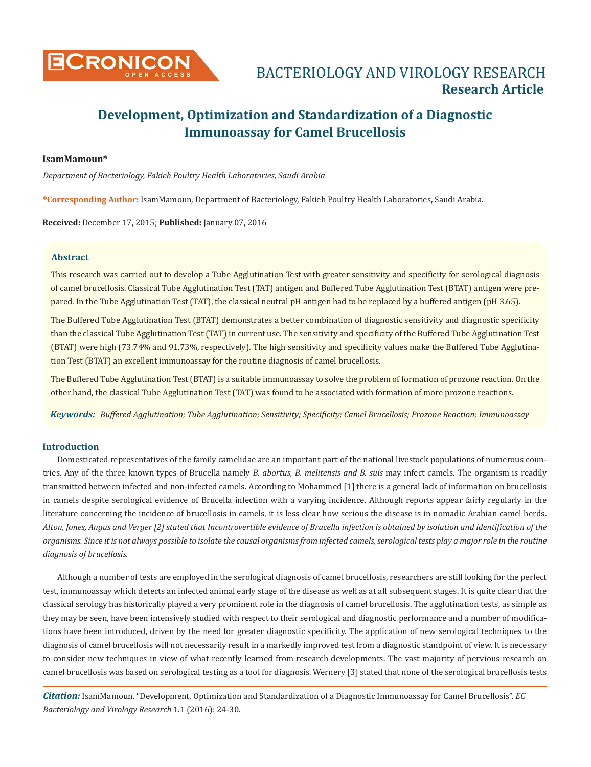# Development, Optimization and Standardization of a Diagnostic Immunoassay for Camel Brucellosis

**IsamMamoun***

*Department of Bacteriology, Fakieh Poultry Health Laboratories, Saudi Arabia*

**\*Corresponding Author:** IsamMamoun, Department of Bacteriology, Fakieh Poultry Health Laboratories, Saudi Arabia.

**Received:** December 17, 2015; **Published:** January 07, 2016

## Abstract

This research was carried out to develop a Tube Agglutination Test with greater sensitivity and specificity for serological diagnosis of camel brucellosis. Classical Tube Agglutination Test (TAT) antigen and Buffered Tube Agglutination Test (BTAT) antigen were prepared. In the Tube Agglutination Test (TAT), the classical neutral pH antigen had to be replaced by a buffered antigen (pH 3.65).

The Buffered Tube Agglutination Test (BTAT) demonstrates a better combination of diagnostic sensitivity and diagnostic specificity than the classical Tube Agglutination Test (TAT) in current use. The sensitivity and specificity of the Buffered Tube Agglutination Test (BTAT) were high (73.74% and 91.73%, respectively). The high sensitivity and specificity values make the Buffered Tube Agglutination Test (BTAT) an excellent immunoassay for the routine diagnosis of camel brucellosis.

The Buffered Tube Agglutination Test (BTAT) is a suitable immunoassay to solve the problem of formation of prozone reaction. On the other hand, the classical Tube Agglutination Test (TAT) was found to be associated with formation of more prozone reactions.

***Keywords:*** *Buffered Agglutination; Tube Agglutination; Sensitivity; Specificity; Camel Brucellosis; Prozone Reaction; Immunoassay*

## Introduction

Domesticated representatives of the family camelidae are an important part of the national livestock populations of numerous countries. Any of the three known types of Brucella namely *B. abortus, B. melitensis and B. suis* may infect camels. The organism is readily transmitted between infected and non-infected camels. According to Mohammed [1] there is a general lack of information on brucellosis in camels despite serological evidence of Brucella infection with a varying incidence. Although reports appear fairly regularly in the literature concerning the incidence of brucellosis in camels, it is less clear how serious the disease is in nomadic Arabian camel herds. *Alton, Jones, Angus and Verger [2] stated that Incontrovertible evidence of Brucella infection is obtained by isolation and identification of the organisms. Since it is not always possible to isolate the causal organisms from infected camels, serological tests play a major role in the routine diagnosis of brucellosis.*

Although a number of tests are employed in the serological diagnosis of camel brucellosis, researchers are still looking for the perfect test, immunoassay which detects an infected animal early stage of the disease as well as at all subsequent stages. It is quite clear that the classical serology has historically played a very prominent role in the diagnosis of camel brucellosis. The agglutination tests, as simple as they may be seen, have been intensively studied with respect to their serological and diagnostic performance and a number of modifications have been introduced, driven by the need for greater diagnostic specificity. The application of new serological techniques to the diagnosis of camel brucellosis will not necessarily result in a markedly improved test from a diagnostic standpoint of view. It is necessary to consider new techniques in view of what recently learned from research developments. The vast majority of pervious research on camel brucellosis was based on serological testing as a tool for diagnosis. Wernery [3] stated that none of the serological brucellosis tests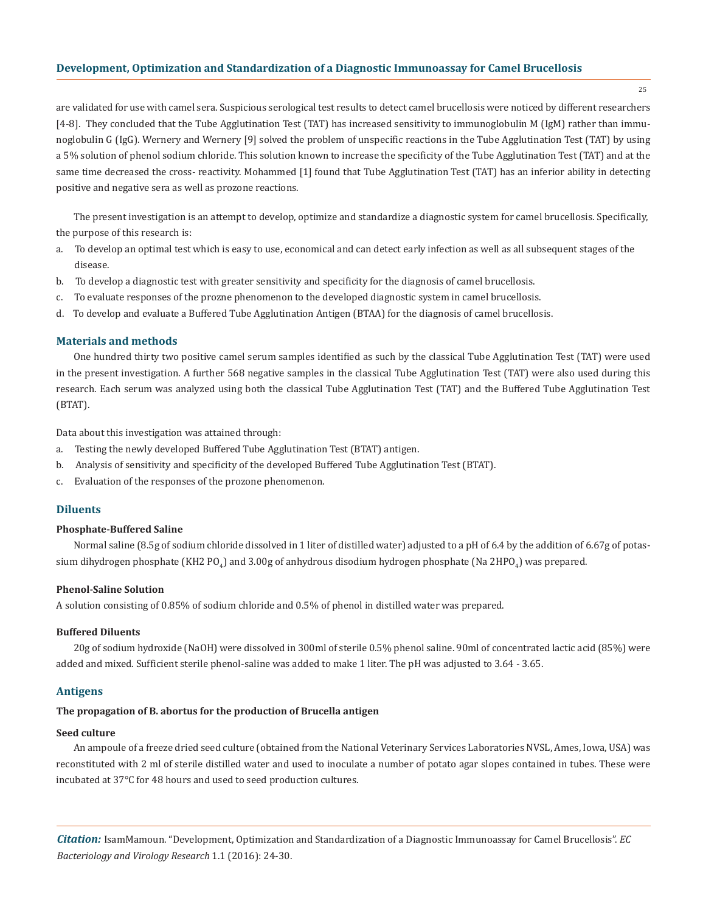are validated for use with camel sera. Suspicious serological test results to detect camel brucellosis were noticed by different researchers [4-8]. They concluded that the Tube Agglutination Test (TAT) has increased sensitivity to immunoglobulin M (IgM) rather than immunoglobulin G (IgG). Wernery and Wernery [9] solved the problem of unspecific reactions in the Tube Agglutination Test (TAT) by using a 5% solution of phenol sodium chloride. This solution known to increase the specificity of the Tube Agglutination Test (TAT) and at the same time decreased the cross- reactivity. Mohammed [1] found that Tube Agglutination Test (TAT) has an inferior ability in detecting positive and negative sera as well as prozone reactions.

The present investigation is an attempt to develop, optimize and standardize a diagnostic system for camel brucellosis. Specifically, the purpose of this research is:

a. To develop an optimal test which is easy to use, economical and can detect early infection as well as all subsequent stages of the disease.
b. To develop a diagnostic test with greater sensitivity and specificity for the diagnosis of camel brucellosis.
c. To evaluate responses of the prozne phenomenon to the developed diagnostic system in camel brucellosis.
d. To develop and evaluate a Buffered Tube Agglutination Antigen (BTAA) for the diagnosis of camel brucellosis.

## Materials and methods

One hundred thirty two positive camel serum samples identified as such by the classical Tube Agglutination Test (TAT) were used in the present investigation. A further 568 negative samples in the classical Tube Agglutination Test (TAT) were also used during this research. Each serum was analyzed using both the classical Tube Agglutination Test (TAT) and the Buffered Tube Agglutination Test (BTAT).

Data about this investigation was attained through:

a. Testing the newly developed Buffered Tube Agglutination Test (BTAT) antigen.
b. Analysis of sensitivity and specificity of the developed Buffered Tube Agglutination Test (BTAT).
c. Evaluation of the responses of the prozone phenomenon.

## Diluents

### Phosphate-Buffered Saline

Normal saline (8.5g of sodium chloride dissolved in 1 liter of distilled water) adjusted to a pH of 6.4 by the addition of 6.67g of potassium dihydrogen phosphate ($KH_2PO_4$) and 3.00g of anhydrous disodium hydrogen phosphate ($Na_2HPO_4$) was prepared.

### Phenol-Saline Solution

A solution consisting of 0.85% of sodium chloride and 0.5% of phenol in distilled water was prepared.

### Buffered Diluents

20g of sodium hydroxide (NaOH) were dissolved in 300ml of sterile 0.5% phenol saline. 90ml of concentrated lactic acid (85%) were added and mixed. Sufficient sterile phenol-saline was added to make 1 liter. The pH was adjusted to 3.64 - 3.65.

## Antigens

### The propagation of B. abortus for the production of Brucella antigen

### Seed culture

An ampoule of a freeze dried seed culture (obtained from the National Veterinary Services Laboratories NVSL, Ames, Iowa, USA) was reconstituted with 2 ml of sterile distilled water and used to inoculate a number of potato agar slopes contained in tubes. These were incubated at 37°C for 48 hours and used to seed production cultures.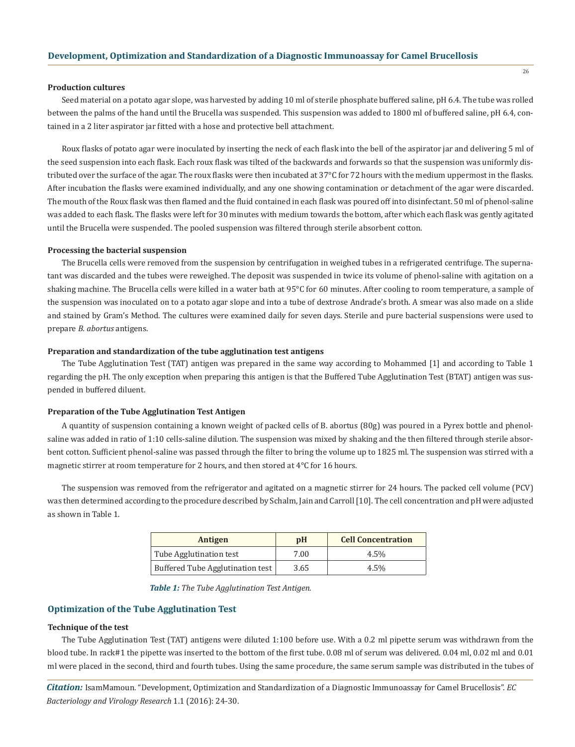**Production cultures**

Seed material on a potato agar slope, was harvested by adding 10 ml of sterile phosphate buffered saline, pH 6.4. The tube was rolled between the palms of the hand until the Brucella was suspended. This suspension was added to 1800 ml of buffered saline, pH 6.4, contained in a 2 liter aspirator jar fitted with a hose and protective bell attachment.

Roux flasks of potato agar were inoculated by inserting the neck of each flask into the bell of the aspirator jar and delivering 5 ml of the seed suspension into each flask. Each roux flask was tilted of the backwards and forwards so that the suspension was uniformly distributed over the surface of the agar. The roux flasks were then incubated at 37°C for 72 hours with the medium uppermost in the flasks. After incubation the flasks were examined individually, and any one showing contamination or detachment of the agar were discarded. The mouth of the Roux flask was then flamed and the fluid contained in each flask was poured off into disinfectant. 50 ml of phenol-saline was added to each flask. The flasks were left for 30 minutes with medium towards the bottom, after which each flask was gently agitated until the Brucella were suspended. The pooled suspension was filtered through sterile absorbent cotton.

**Processing the bacterial suspension**

The Brucella cells were removed from the suspension by centrifugation in weighed tubes in a refrigerated centrifuge. The supernatant was discarded and the tubes were reweighed. The deposit was suspended in twice its volume of phenol-saline with agitation on a shaking machine. The Brucella cells were killed in a water bath at 95°C for 60 minutes. After cooling to room temperature, a sample of the suspension was inoculated on to a potato agar slope and into a tube of dextrose Andrade's broth. A smear was also made on a slide and stained by Gram's Method. The cultures were examined daily for seven days. Sterile and pure bacterial suspensions were used to prepare *B. abortus* antigens.

**Preparation and standardization of the tube agglutination test antigens**

The Tube Agglutination Test (TAT) antigen was prepared in the same way according to Mohammed [1] and according to Table 1 regarding the pH. The only exception when preparing this antigen is that the Buffered Tube Agglutination Test (BTAT) antigen was suspended in buffered diluent.

**Preparation of the Tube Agglutination Test Antigen**

A quantity of suspension containing a known weight of packed cells of B. abortus (80g) was poured in a Pyrex bottle and phenol-saline was added in ratio of 1:10 cells-saline dilution. The suspension was mixed by shaking and the then filtered through sterile absorbent cotton. Sufficient phenol-saline was passed through the filter to bring the volume up to 1825 ml. The suspension was stirred with a magnetic stirrer at room temperature for 2 hours, and then stored at 4°C for 16 hours.

The suspension was removed from the refrigerator and agitated on a magnetic stirrer for 24 hours. The packed cell volume (PCV) was then determined according to the procedure described by Schalm, Jain and Carroll [10]. The cell concentration and pH were adjusted as shown in Table 1.

| Antigen | pH | Cell Concentration |
|---|---|---|
| Tube Agglutination test | 7.00 | 4.5% |
| Buffered Tube Agglutination test | 3.65 | 4.5% |

***Table 1:*** *The Tube Agglutination Test Antigen.*

## Optimization of the Tube Agglutination Test

**Technique of the test**

The Tube Agglutination Test (TAT) antigens were diluted 1:100 before use. With a 0.2 ml pipette serum was withdrawn from the blood tube. In rack#1 the pipette was inserted to the bottom of the first tube. 0.08 ml of serum was delivered. 0.04 ml, 0.02 ml and 0.01 ml were placed in the second, third and fourth tubes. Using the same procedure, the same serum sample was distributed in the tubes of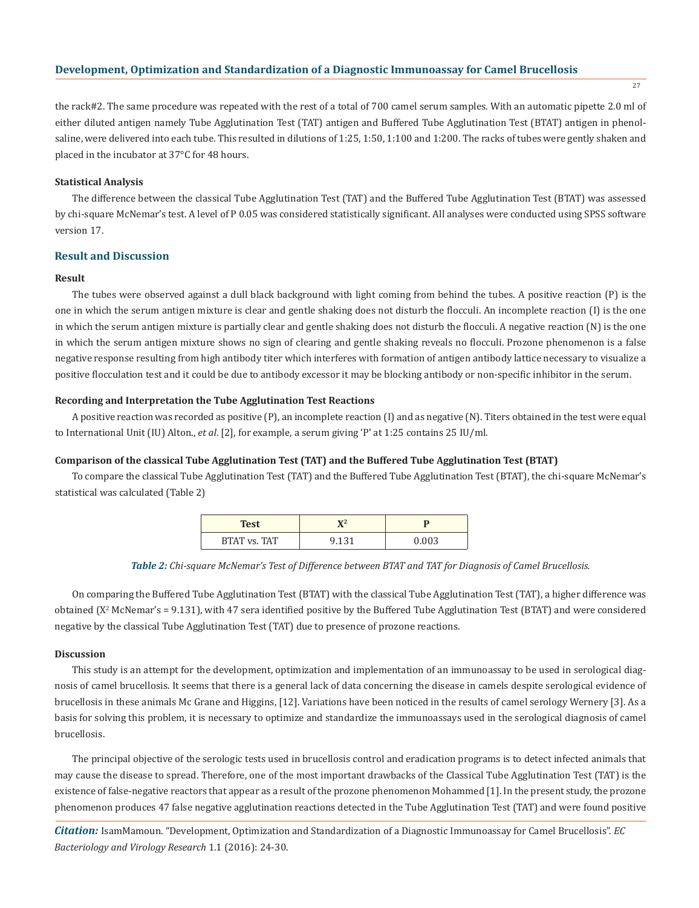the rack#2. The same procedure was repeated with the rest of a total of 700 camel serum samples. With an automatic pipette 2.0 ml of either diluted antigen namely Tube Agglutination Test (TAT) antigen and Buffered Tube Agglutination Test (BTAT) antigen in phenol-saline, were delivered into each tube. This resulted in dilutions of 1:25, 1:50, 1:100 and 1:200. The racks of tubes were gently shaken and placed in the incubator at 37°C for 48 hours.

### Statistical Analysis

The difference between the classical Tube Agglutination Test (TAT) and the Buffered Tube Agglutination Test (BTAT) was assessed by chi-square McNemar's test. A level of P 0.05 was considered statistically significant. All analyses were conducted using SPSS software version 17.

## Result and Discussion

### Result

The tubes were observed against a dull black background with light coming from behind the tubes. A positive reaction (P) is the one in which the serum antigen mixture is clear and gentle shaking does not disturb the flocculi. An incomplete reaction (I) is the one in which the serum antigen mixture is partially clear and gentle shaking does not disturb the flocculi. A negative reaction (N) is the one in which the serum antigen mixture shows no sign of clearing and gentle shaking reveals no flocculi. Prozone phenomenon is a false negative response resulting from high antibody titer which interferes with formation of antigen antibody lattice necessary to visualize a positive flocculation test and it could be due to antibody excessor it may be blocking antibody or non-specific inhibitor in the serum.

### Recording and Interpretation the Tube Agglutination Test Reactions

A positive reaction was recorded as positive (P), an incomplete reaction (I) and as negative (N). Titers obtained in the test were equal to International Unit (IU) Alton., *et al*. [2], for example, a serum giving 'P' at 1:25 contains 25 IU/ml.

### Comparison of the classical Tube Agglutination Test (TAT) and the Buffered Tube Agglutination Test (BTAT)

To compare the classical Tube Agglutination Test (TAT) and the Buffered Tube Agglutination Test (BTAT), the chi-square McNemar's statistical was calculated (Table 2)

| Test | $X^2$ | P |
|---|---|---|
| BTAT vs. TAT | 9.131 | 0.003 |

***Table 2:*** *Chi-square McNemar's Test of Difference between BTAT and TAT for Diagnosis of Camel Brucellosis.*

On comparing the Buffered Tube Agglutination Test (BTAT) with the classical Tube Agglutination Test (TAT), a higher difference was obtained ($X^2$ McNemar's = 9.131), with 47 sera identified positive by the Buffered Tube Agglutination Test (BTAT) and were considered negative by the classical Tube Agglutination Test (TAT) due to presence of prozone reactions.

### Discussion

This study is an attempt for the development, optimization and implementation of an immunoassay to be used in serological diagnosis of camel brucellosis. It seems that there is a general lack of data concerning the disease in camels despite serological evidence of brucellosis in these animals Mc Grane and Higgins, [12]. Variations have been noticed in the results of camel serology Wernery [3]. As a basis for solving this problem, it is necessary to optimize and standardize the immunoassays used in the serological diagnosis of camel brucellosis.

The principal objective of the serologic tests used in brucellosis control and eradication programs is to detect infected animals that may cause the disease to spread. Therefore, one of the most important drawbacks of the Classical Tube Agglutination Test (TAT) is the existence of false-negative reactors that appear as a result of the prozone phenomenon Mohammed [1]. In the present study, the prozone phenomenon produces 47 false negative agglutination reactions detected in the Tube Agglutination Test (TAT) and were found positive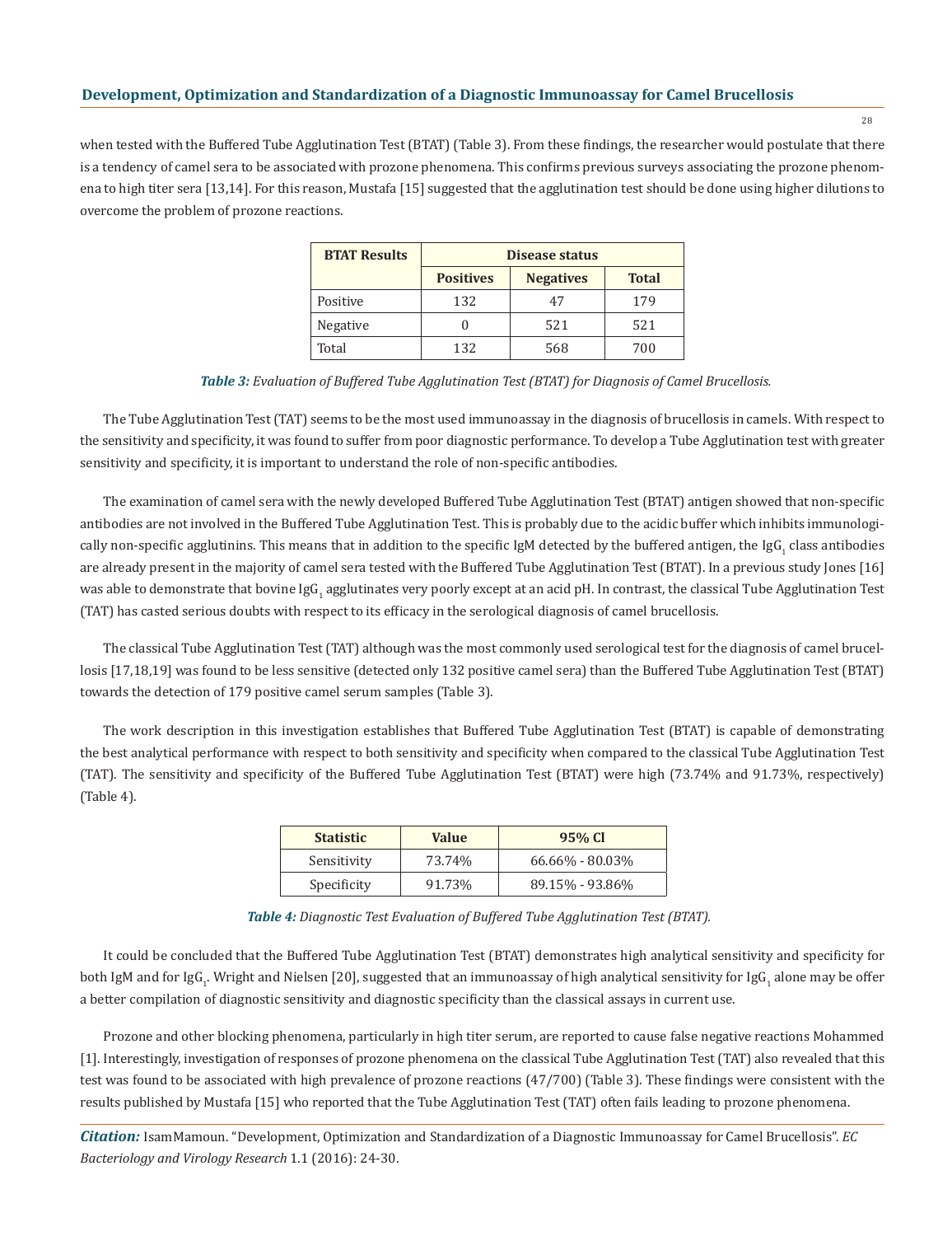when tested with the Buffered Tube Agglutination Test (BTAT) (Table 3). From these findings, the researcher would postulate that there is a tendency of camel sera to be associated with prozone phenomena. This confirms previous surveys associating the prozone phenomena to high titer sera [13,14]. For this reason, Mustafa [15] suggested that the agglutination test should be done using higher dilutions to overcome the problem of prozone reactions.

| BTAT Results | Disease status | | |
|---|---|---|---|
| | Positives | Negatives | Total |
| Positive | 132 | 47 | 179 |
| Negative | 0 | 521 | 521 |
| Total | 132 | 568 | 700 |

***Table 3:*** *Evaluation of Buffered Tube Agglutination Test (BTAT) for Diagnosis of Camel Brucellosis.*

The Tube Agglutination Test (TAT) seems to be the most used immunoassay in the diagnosis of brucellosis in camels. With respect to the sensitivity and specificity, it was found to suffer from poor diagnostic performance. To develop a Tube Agglutination test with greater sensitivity and specificity, it is important to understand the role of non-specific antibodies.

The examination of camel sera with the newly developed Buffered Tube Agglutination Test (BTAT) antigen showed that non-specific antibodies are not involved in the Buffered Tube Agglutination Test. This is probably due to the acidic buffer which inhibits immunologically non-specific agglutinins. This means that in addition to the specific IgM detected by the buffered antigen, the $IgG_1$ class antibodies are already present in the majority of camel sera tested with the Buffered Tube Agglutination Test (BTAT). In a previous study Jones [16] was able to demonstrate that bovine $IgG_1$ agglutinates very poorly except at an acid pH. In contrast, the classical Tube Agglutination Test (TAT) has casted serious doubts with respect to its efficacy in the serological diagnosis of camel brucellosis.

The classical Tube Agglutination Test (TAT) although was the most commonly used serological test for the diagnosis of camel brucellosis [17,18,19] was found to be less sensitive (detected only 132 positive camel sera) than the Buffered Tube Agglutination Test (BTAT) towards the detection of 179 positive camel serum samples (Table 3).

The work description in this investigation establishes that Buffered Tube Agglutination Test (BTAT) is capable of demonstrating the best analytical performance with respect to both sensitivity and specificity when compared to the classical Tube Agglutination Test (TAT). The sensitivity and specificity of the Buffered Tube Agglutination Test (BTAT) were high (73.74% and 91.73%, respectively) (Table 4).

| Statistic | Value | 95% Cl |
|---|---|---|
| Sensitivity | 73.74% | 66.66% - 80.03% |
| Specificity | 91.73% | 89.15% - 93.86% |

***Table 4:*** *Diagnostic Test Evaluation of Buffered Tube Agglutination Test (BTAT).*

It could be concluded that the Buffered Tube Agglutination Test (BTAT) demonstrates high analytical sensitivity and specificity for both IgM and for $IgG_1$. Wright and Nielsen [20], suggested that an immunoassay of high analytical sensitivity for $IgG_1$ alone may be offer a better compilation of diagnostic sensitivity and diagnostic specificity than the classical assays in current use.

Prozone and other blocking phenomena, particularly in high titer serum, are reported to cause false negative reactions Mohammed [1]. Interestingly, investigation of responses of prozone phenomena on the classical Tube Agglutination Test (TAT) also revealed that this test was found to be associated with high prevalence of prozone reactions (47/700) (Table 3). These findings were consistent with the results published by Mustafa [15] who reported that the Tube Agglutination Test (TAT) often fails leading to prozone phenomena.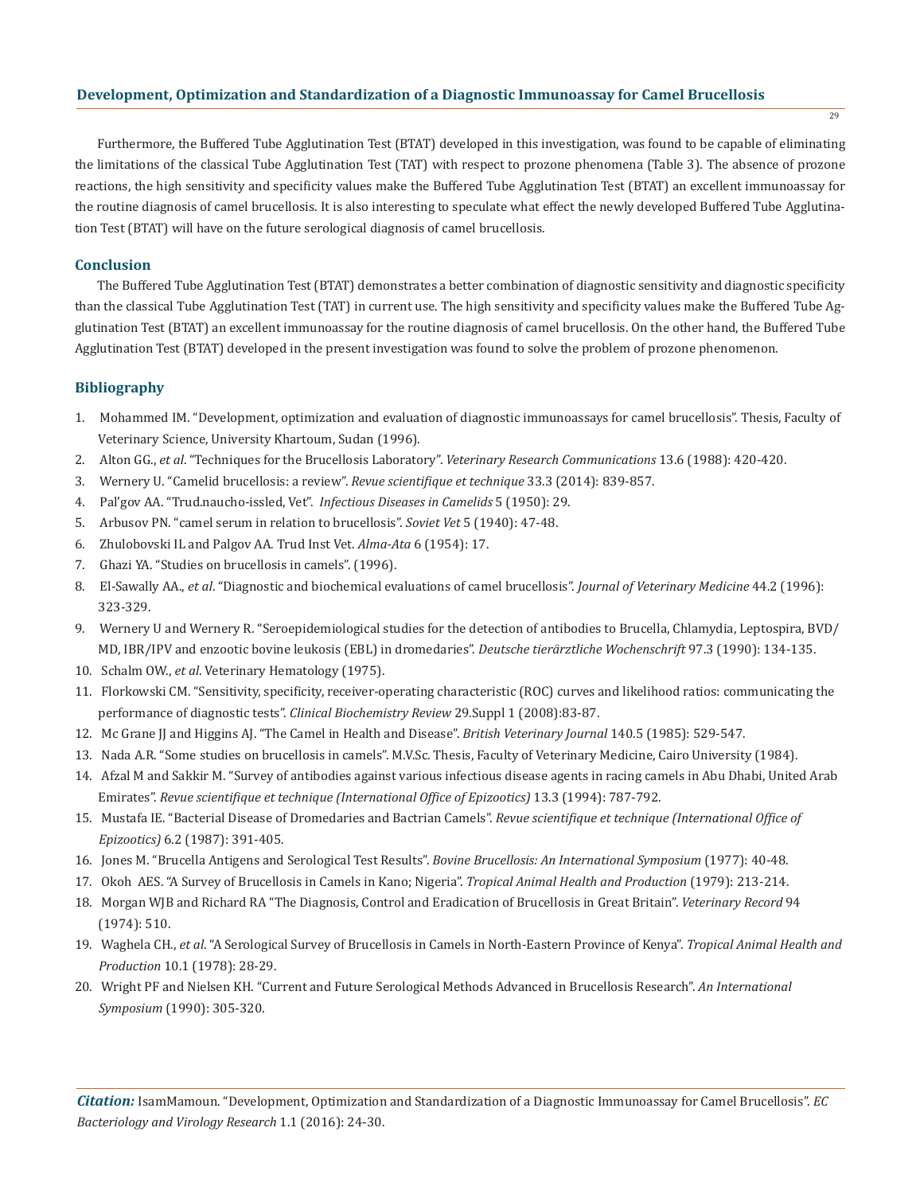Furthermore, the Buffered Tube Agglutination Test (BTAT) developed in this investigation, was found to be capable of eliminating the limitations of the classical Tube Agglutination Test (TAT) with respect to prozone phenomena (Table 3). The absence of prozone reactions, the high sensitivity and specificity values make the Buffered Tube Agglutination Test (BTAT) an excellent immunoassay for the routine diagnosis of camel brucellosis. It is also interesting to speculate what effect the newly developed Buffered Tube Agglutination Test (BTAT) will have on the future serological diagnosis of camel brucellosis.

## Conclusion

The Buffered Tube Agglutination Test (BTAT) demonstrates a better combination of diagnostic sensitivity and diagnostic specificity than the classical Tube Agglutination Test (TAT) in current use. The high sensitivity and specificity values make the Buffered Tube Agglutination Test (BTAT) an excellent immunoassay for the routine diagnosis of camel brucellosis. On the other hand, the Buffered Tube Agglutination Test (BTAT) developed in the present investigation was found to solve the problem of prozone phenomenon.

## Bibliography

1. Mohammed IM. "Development, optimization and evaluation of diagnostic immunoassays for camel brucellosis". Thesis, Faculty of Veterinary Science, University Khartoum, Sudan (1996).
2. Alton GG., *et al*. "Techniques for the Brucellosis Laboratory". *Veterinary Research Communications* 13.6 (1988): 420-420.
3. Wernery U. "Camelid brucellosis: a review". *Revue scientifique et technique* 33.3 (2014): 839-857.
4. Pal'gov AA. "Trud.naucho-issled, Vet". *Infectious Diseases in Camelids* 5 (1950): 29.
5. Arbusov PN. "camel serum in relation to brucellosis". *Soviet Vet* 5 (1940): 47-48.
6. Zhulobovski IL and Palgov AA. Trud Inst Vet. *Alma-Ata* 6 (1954): 17.
7. Ghazi YA. "Studies on brucellosis in camels". (1996).
8. El-Sawally AA., *et al*. "Diagnostic and biochemical evaluations of camel brucellosis". *Journal of Veterinary Medicine* 44.2 (1996): 323-329.
9. Wernery U and Wernery R. "Seroepidemiological studies for the detection of antibodies to Brucella, Chlamydia, Leptospira, BVD/MD, IBR/IPV and enzootic bovine leukosis (EBL) in dromedaries". *Deutsche tierärztliche Wochenschrift* 97.3 (1990): 134-135.
10. Schalm OW., *et al*. Veterinary Hematology (1975).
11. Florkowski CM. "Sensitivity, specificity, receiver-operating characteristic (ROC) curves and likelihood ratios: communicating the performance of diagnostic tests". *Clinical Biochemistry Review* 29.Suppl 1 (2008):83-87.
12. Mc Grane JJ and Higgins AJ. "The Camel in Health and Disease". *British Veterinary Journal* 140.5 (1985): 529-547.
13. Nada A.R. "Some studies on brucellosis in camels". M.V.Sc. Thesis, Faculty of Veterinary Medicine, Cairo University (1984).
14. Afzal M and Sakkir M. "Survey of antibodies against various infectious disease agents in racing camels in Abu Dhabi, United Arab Emirates". *Revue scientifique et technique (International Office of Epizootics)* 13.3 (1994): 787-792.
15. Mustafa IE. "Bacterial Disease of Dromedaries and Bactrian Camels". *Revue scientifique et technique (International Office of Epizootics)* 6.2 (1987): 391-405.
16. Jones M. "Brucella Antigens and Serological Test Results". *Bovine Brucellosis: An International Symposium* (1977): 40-48.
17. Okoh AES. "A Survey of Brucellosis in Camels in Kano; Nigeria". *Tropical Animal Health and Production* (1979): 213-214.
18. Morgan WJB and Richard RA "The Diagnosis, Control and Eradication of Brucellosis in Great Britain". *Veterinary Record* 94 (1974): 510.
19. Waghela CH., *et al*. "A Serological Survey of Brucellosis in Camels in North-Eastern Province of Kenya". *Tropical Animal Health and Production* 10.1 (1978): 28-29.
20. Wright PF and Nielsen KH. "Current and Future Serological Methods Advanced in Brucellosis Research". *An International Symposium* (1990): 305-320.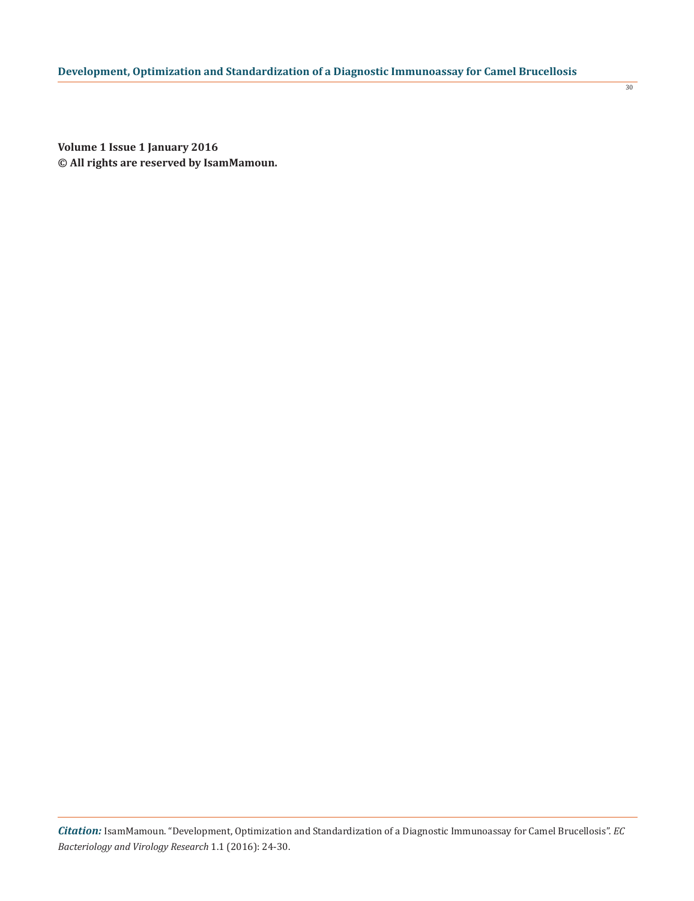**Volume 1 Issue 1 January 2016**
**© All rights are reserved by IsamMamoun.**